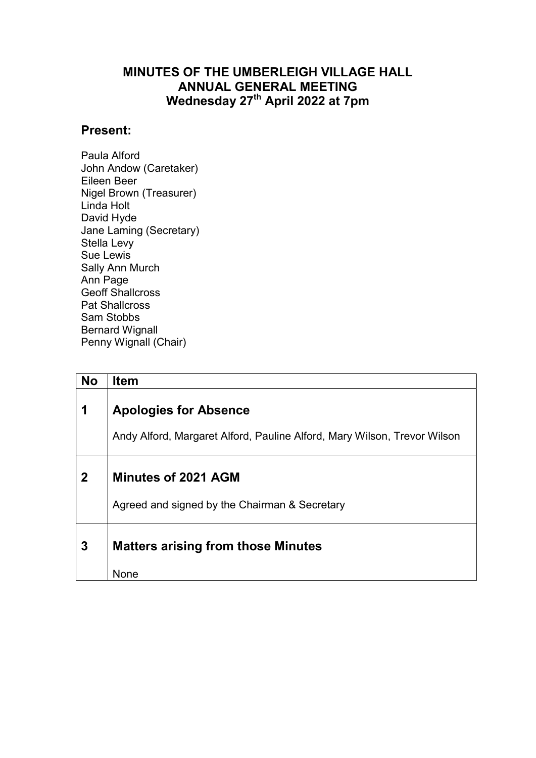# MINUTES OF THE UMBERLEIGH VILLAGE HALL ANNUAL GENERAL MEETING
## Wednesday 27th April 2022 at 7pm

## Present:

Paula Alford
John Andow (Caretaker)
Eileen Beer
Nigel Brown (Treasurer)
Linda Holt
David Hyde
Jane Laming (Secretary)
Stella Levy
Sue Lewis
Sally Ann Murch
Ann Page
Geoff Shallcross
Pat Shallcross
Sam Stobbs
Bernard Wignall
Penny Wignall (Chair)

| No | Item |
| --- | --- |
| **1** | **Apologies for Absence**<br><br>Andy Alford, Margaret Alford, Pauline Alford, Mary Wilson, Trevor Wilson |
| **2** | **Minutes of 2021 AGM**<br><br>Agreed and signed by the Chairman & Secretary |
| **3** | **Matters arising from those Minutes**<br><br>None |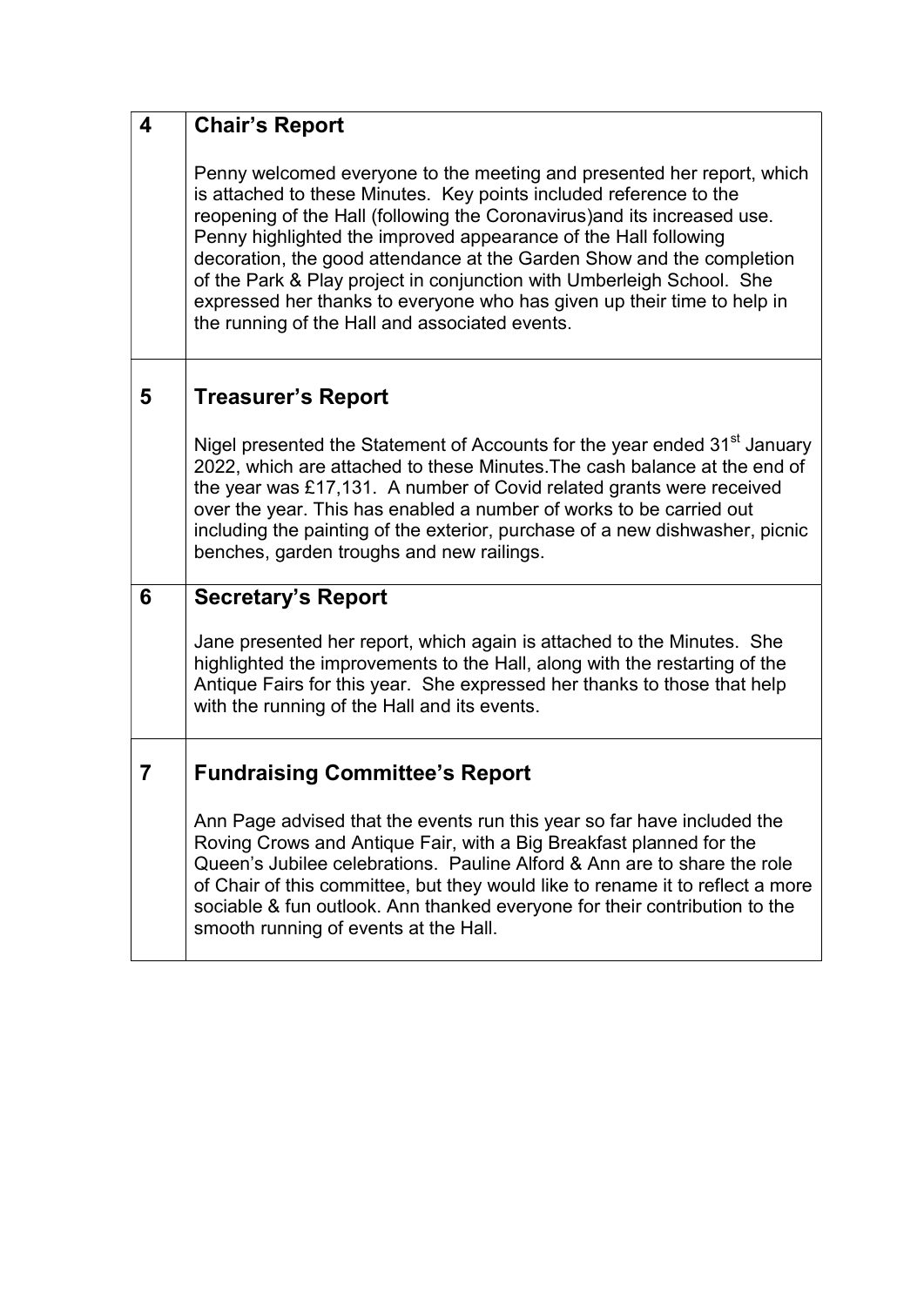| | |
|---|---|
| **4** | **Chair's Report**<br><br>Penny welcomed everyone to the meeting and presented her report, which is attached to these Minutes. Key points included reference to the reopening of the Hall (following the Coronavirus)and its increased use. Penny highlighted the improved appearance of the Hall following decoration, the good attendance at the Garden Show and the completion of the Park & Play project in conjunction with Umberleigh School. She expressed her thanks to everyone who has given up their time to help in the running of the Hall and associated events. |
| **5** | **Treasurer's Report**<br><br>Nigel presented the Statement of Accounts for the year ended 31st January 2022, which are attached to these Minutes.The cash balance at the end of the year was £17,131. A number of Covid related grants were received over the year. This has enabled a number of works to be carried out including the painting of the exterior, purchase of a new dishwasher, picnic benches, garden troughs and new railings. |
| **6** | **Secretary's Report**<br><br>Jane presented her report, which again is attached to the Minutes. She highlighted the improvements to the Hall, along with the restarting of the Antique Fairs for this year. She expressed her thanks to those that help with the running of the Hall and its events. |
| **7** | **Fundraising Committee's Report**<br><br>Ann Page advised that the events run this year so far have included the Roving Crows and Antique Fair, with a Big Breakfast planned for the Queen's Jubilee celebrations. Pauline Alford & Ann are to share the role of Chair of this committee, but they would like to rename it to reflect a more sociable & fun outlook. Ann thanked everyone for their contribution to the smooth running of events at the Hall. |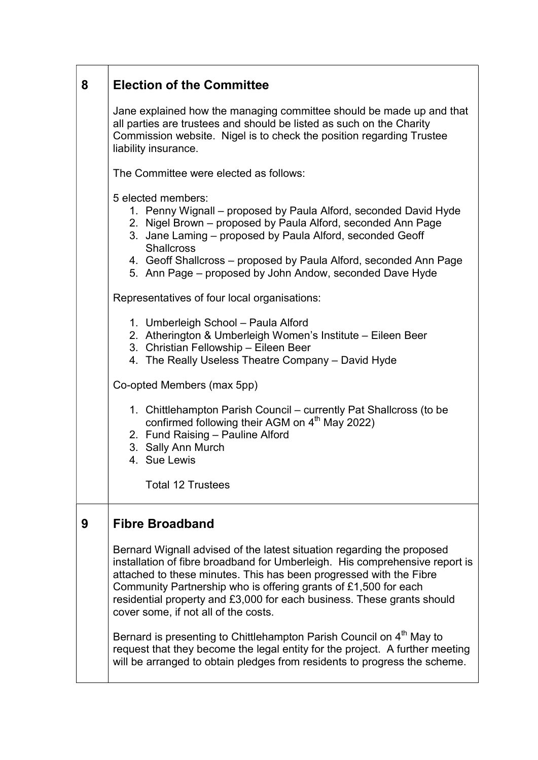| 8 | **Election of the Committee** |
|---|---|
| | Jane explained how the managing committee should be made up and that all parties are trustees and should be listed as such on the Charity Commission website. Nigel is to check the position regarding Trustee liability insurance.<br><br>The Committee were elected as follows:<br><br>5 elected members:<br>1. Penny Wignall – proposed by Paula Alford, seconded David Hyde<br>2. Nigel Brown – proposed by Paula Alford, seconded Ann Page<br>3. Jane Laming – proposed by Paula Alford, seconded Geoff Shallcross<br>4. Geoff Shallcross – proposed by Paula Alford, seconded Ann Page<br>5. Ann Page – proposed by John Andow, seconded Dave Hyde<br><br>Representatives of four local organisations:<br><br>1. Umberleigh School – Paula Alford<br>2. Atherington & Umberleigh Women's Institute – Eileen Beer<br>3. Christian Fellowship – Eileen Beer<br>4. The Really Useless Theatre Company – David Hyde<br><br>Co-opted Members (max 5pp)<br><br>1. Chittlehampton Parish Council – currently Pat Shallcross (to be confirmed following their AGM on 4th May 2022)<br>2. Fund Raising – Pauline Alford<br>3. Sally Ann Murch<br>4. Sue Lewis<br><br>Total 12 Trustees |
| 9 | **Fibre Broadband** |
| | Bernard Wignall advised of the latest situation regarding the proposed installation of fibre broadband for Umberleigh. His comprehensive report is attached to these minutes. This has been progressed with the Fibre Community Partnership who is offering grants of £1,500 for each residential property and £3,000 for each business. These grants should cover some, if not all of the costs.<br><br>Bernard is presenting to Chittlehampton Parish Council on 4th May to request that they become the legal entity for the project. A further meeting will be arranged to obtain pledges from residents to progress the scheme. |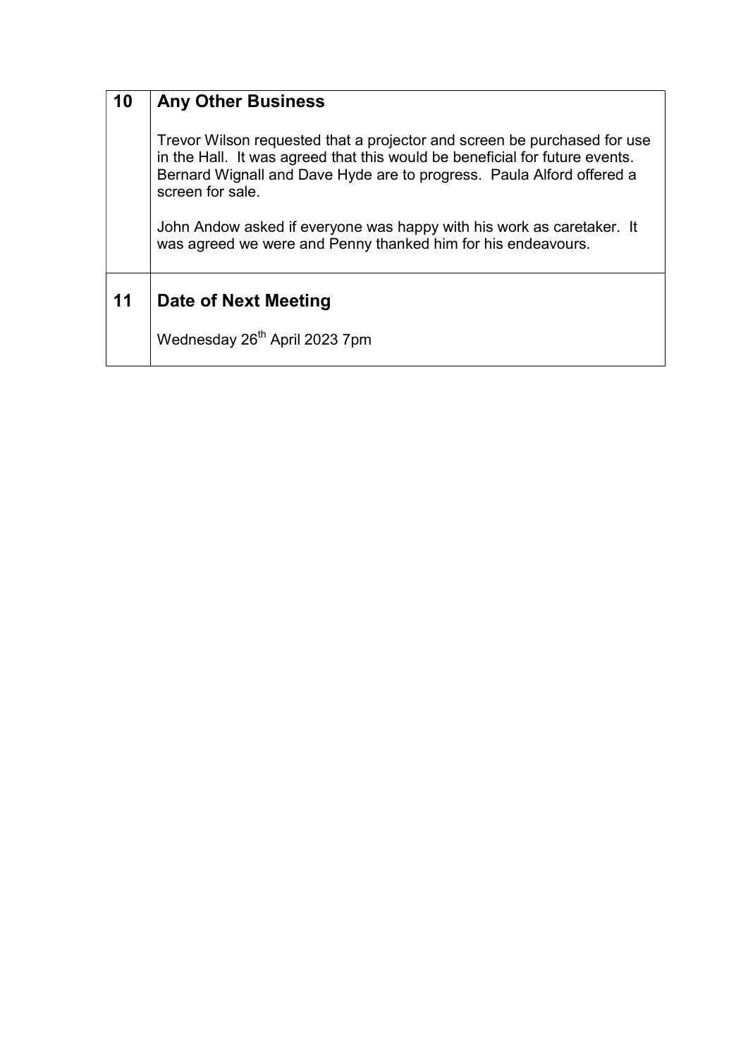| | |
|---|---|
| **10** | **Any Other Business**<br><br>Trevor Wilson requested that a projector and screen be purchased for use in the Hall. It was agreed that this would be beneficial for future events. Bernard Wignall and Dave Hyde are to progress. Paula Alford offered a screen for sale.<br><br>John Andow asked if everyone was happy with his work as caretaker. It was agreed we were and Penny thanked him for his endeavours. |
| **11** | **Date of Next Meeting**<br><br>Wednesday 26th April 2023 7pm |